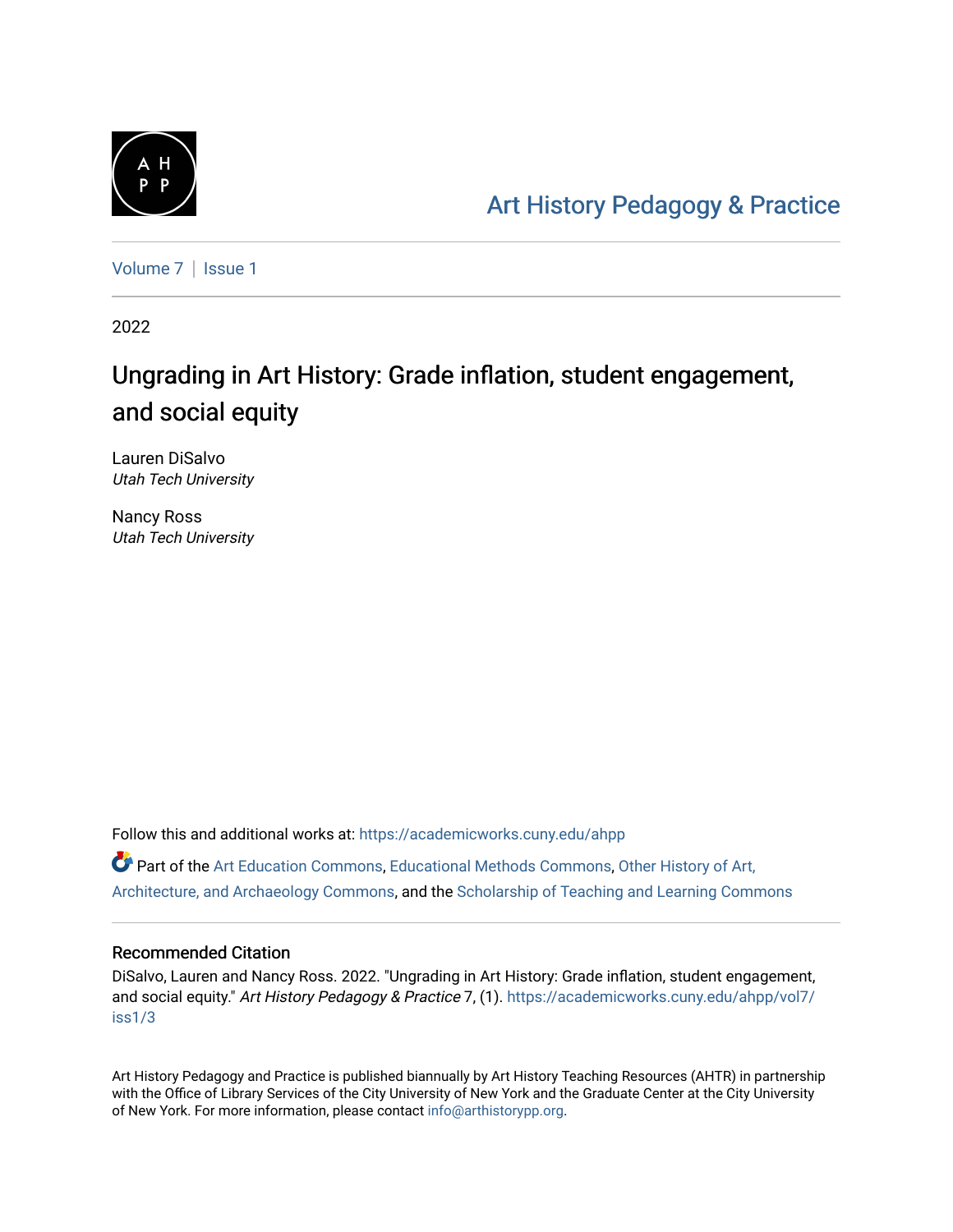Art History Pedagogy & Practice

Volume 7 | Issue 1

2022

# Ungrading in Art History: Grade inflation, student engagement, and social equity

Lauren DiSalvo
*Utah Tech University*

Nancy Ross
*Utah Tech University*

Follow this and additional works at: https://academicworks.cuny.edu/ahpp

Part of the Art Education Commons, Educational Methods Commons, Other History of Art, Architecture, and Archaeology Commons, and the Scholarship of Teaching and Learning Commons

## Recommended Citation

DiSalvo, Lauren and Nancy Ross. 2022. "Ungrading in Art History: Grade inflation, student engagement, and social equity." *Art History Pedagogy & Practice* 7, (1). https://academicworks.cuny.edu/ahpp/vol7/iss1/3

Art History Pedagogy and Practice is published biannually by Art History Teaching Resources (AHTR) in partnership with the Office of Library Services of the City University of New York and the Graduate Center at the City University of New York. For more information, please contact info@arthistorypp.org.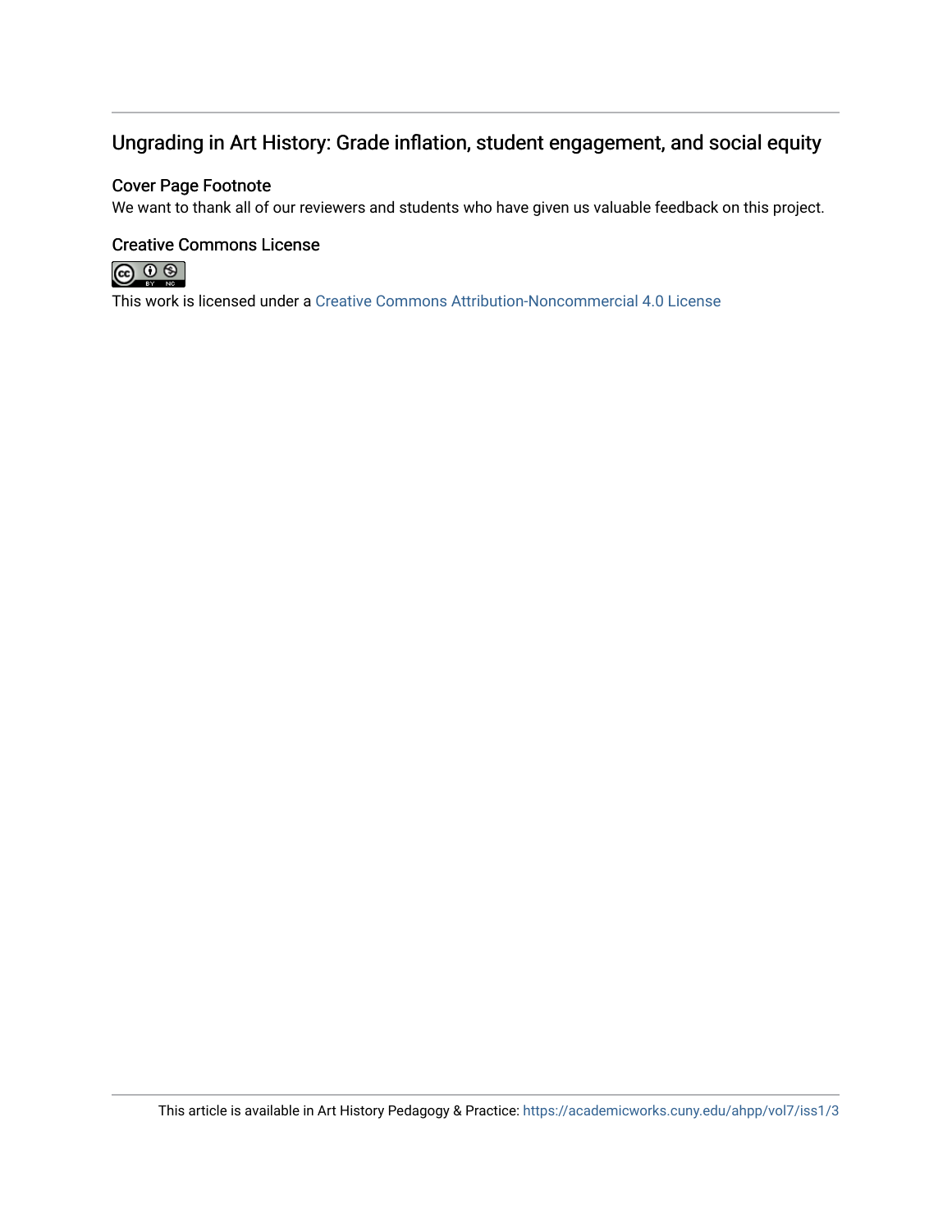## Ungrading in Art History: Grade inflation, student engagement, and social equity

### Cover Page Footnote

We want to thank all of our reviewers and students who have given us valuable feedback on this project.

### Creative Commons License

This work is licensed under a Creative Commons Attribution-Noncommercial 4.0 License

This article is available in Art History Pedagogy & Practice: https://academicworks.cuny.edu/ahpp/vol7/iss1/3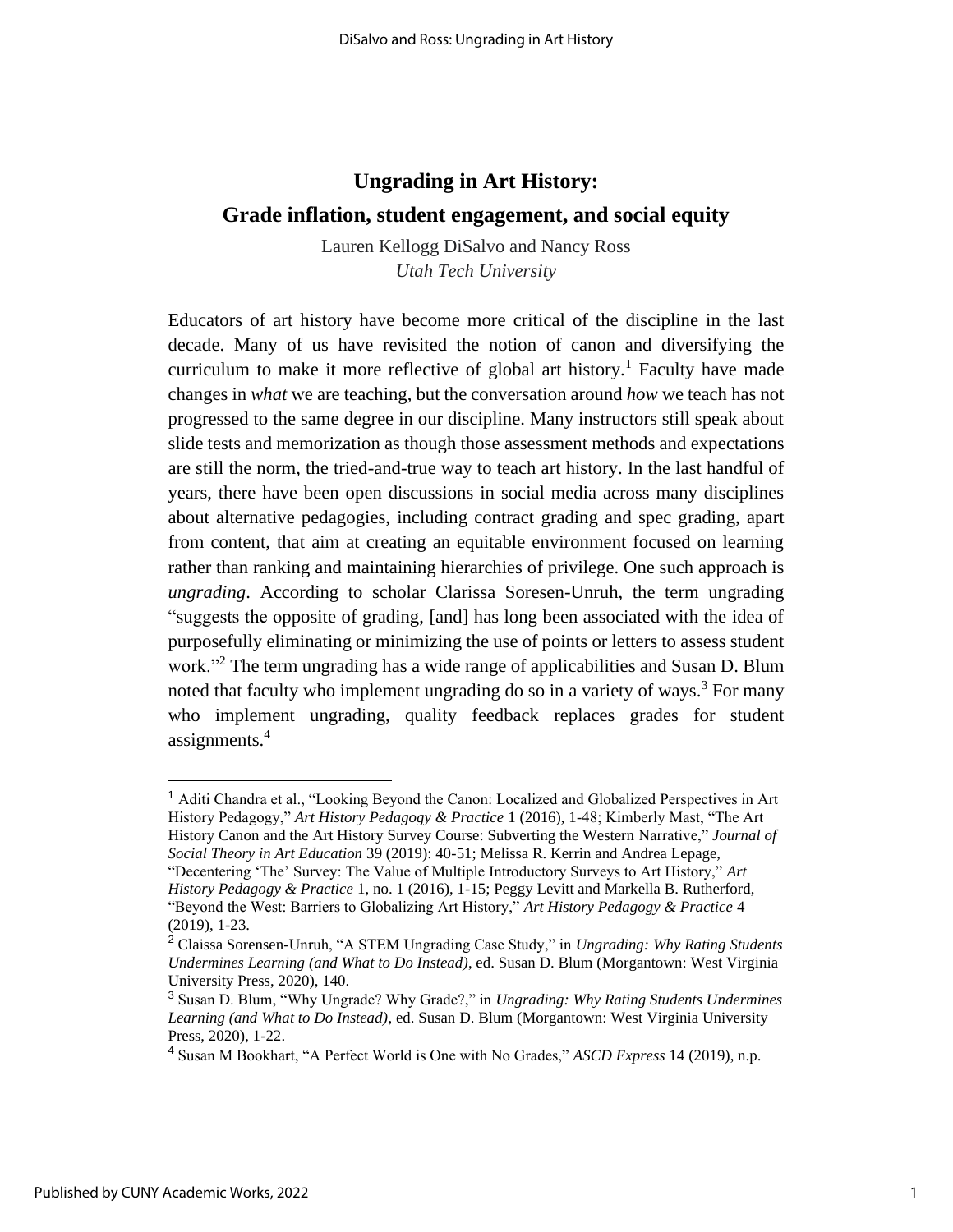# Ungrading in Art History: Grade inflation, student engagement, and social equity

Lauren Kellogg DiSalvo and Nancy Ross
*Utah Tech University*

Educators of art history have become more critical of the discipline in the last decade. Many of us have revisited the notion of canon and diversifying the curriculum to make it more reflective of global art history.[1] Faculty have made changes in *what* we are teaching, but the conversation around *how* we teach has not progressed to the same degree in our discipline. Many instructors still speak about slide tests and memorization as though those assessment methods and expectations are still the norm, the tried-and-true way to teach art history. In the last handful of years, there have been open discussions in social media across many disciplines about alternative pedagogies, including contract grading and spec grading, apart from content, that aim at creating an equitable environment focused on learning rather than ranking and maintaining hierarchies of privilege. One such approach is *ungrading*. According to scholar Clarissa Soresen-Unruh, the term ungrading "suggests the opposite of grading, [and] has long been associated with the idea of purposefully eliminating or minimizing the use of points or letters to assess student work."[2] The term ungrading has a wide range of applicabilities and Susan D. Blum noted that faculty who implement ungrading do so in a variety of ways.[3] For many who implement ungrading, quality feedback replaces grades for student assignments.[4]

---

[1] Aditi Chandra et al., "Looking Beyond the Canon: Localized and Globalized Perspectives in Art History Pedagogy," *Art History Pedagogy & Practice* 1 (2016), 1-48; Kimberly Mast, "The Art History Canon and the Art History Survey Course: Subverting the Western Narrative," *Journal of Social Theory in Art Education* 39 (2019): 40-51; Melissa R. Kerrin and Andrea Lepage, "Decentering 'The' Survey: The Value of Multiple Introductory Surveys to Art History," *Art History Pedagogy & Practice* 1, no. 1 (2016), 1-15; Peggy Levitt and Markella B. Rutherford, "Beyond the West: Barriers to Globalizing Art History," *Art History Pedagogy & Practice* 4 (2019), 1-23.

[2] Claissa Sorensen-Unruh, "A STEM Ungrading Case Study," in *Ungrading: Why Rating Students Undermines Learning (and What to Do Instead)*, ed. Susan D. Blum (Morgantown: West Virginia University Press, 2020), 140.

[3] Susan D. Blum, "Why Ungrade? Why Grade?," in *Ungrading: Why Rating Students Undermines Learning (and What to Do Instead)*, ed. Susan D. Blum (Morgantown: West Virginia University Press, 2020), 1-22.

[4] Susan M Bookhart, "A Perfect World is One with No Grades," *ASCD Express* 14 (2019), n.p.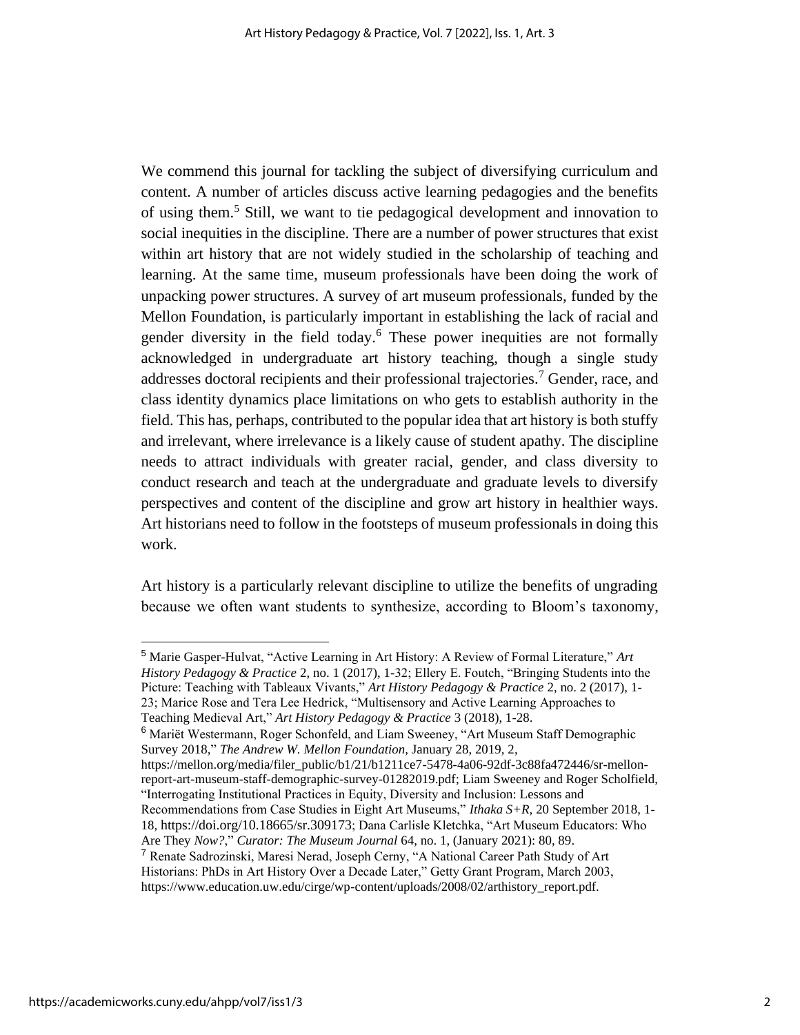We commend this journal for tackling the subject of diversifying curriculum and content. A number of articles discuss active learning pedagogies and the benefits of using them.[5] Still, we want to tie pedagogical development and innovation to social inequities in the discipline. There are a number of power structures that exist within art history that are not widely studied in the scholarship of teaching and learning. At the same time, museum professionals have been doing the work of unpacking power structures. A survey of art museum professionals, funded by the Mellon Foundation, is particularly important in establishing the lack of racial and gender diversity in the field today.[6] These power inequities are not formally acknowledged in undergraduate art history teaching, though a single study addresses doctoral recipients and their professional trajectories.[7] Gender, race, and class identity dynamics place limitations on who gets to establish authority in the field. This has, perhaps, contributed to the popular idea that art history is both stuffy and irrelevant, where irrelevance is a likely cause of student apathy. The discipline needs to attract individuals with greater racial, gender, and class diversity to conduct research and teach at the undergraduate and graduate levels to diversify perspectives and content of the discipline and grow art history in healthier ways. Art historians need to follow in the footsteps of museum professionals in doing this work.

Art history is a particularly relevant discipline to utilize the benefits of ungrading because we often want students to synthesize, according to Bloom's taxonomy,

---

[5] Marie Gasper-Hulvat, "Active Learning in Art History: A Review of Formal Literature," *Art History Pedagogy & Practice* 2, no. 1 (2017), 1-32; Ellery E. Foutch, "Bringing Students into the Picture: Teaching with Tableaux Vivants," *Art History Pedagogy & Practice* 2, no. 2 (2017), 1-23; Marice Rose and Tera Lee Hedrick, "Multisensory and Active Learning Approaches to Teaching Medieval Art," *Art History Pedagogy & Practice* 3 (2018), 1-28.

[6] Mariët Westermann, Roger Schonfeld, and Liam Sweeney, "Art Museum Staff Demographic Survey 2018," *The Andrew W. Mellon Foundation*, January 28, 2019, 2, https://mellon.org/media/filer_public/b1/21/b1211ce7-5478-4a06-92df-3c88fa472446/sr-mellon-report-art-museum-staff-demographic-survey-01282019.pdf; Liam Sweeney and Roger Scholfield, "Interrogating Institutional Practices in Equity, Diversity and Inclusion: Lessons and Recommendations from Case Studies in Eight Art Museums," *Ithaka S+R*, 20 September 2018, 1-18, https://doi.org/10.18665/sr.309173; Dana Carlisle Kletchka, "Art Museum Educators: Who Are They *Now?*," *Curator: The Museum Journal* 64, no. 1, (January 2021): 80, 89.

[7] Renate Sadrozinski, Maresi Nerad, Joseph Cerny, "A National Career Path Study of Art Historians: PhDs in Art History Over a Decade Later," Getty Grant Program, March 2003, https://www.education.uw.edu/cirge/wp-content/uploads/2008/02/arthistory_report.pdf.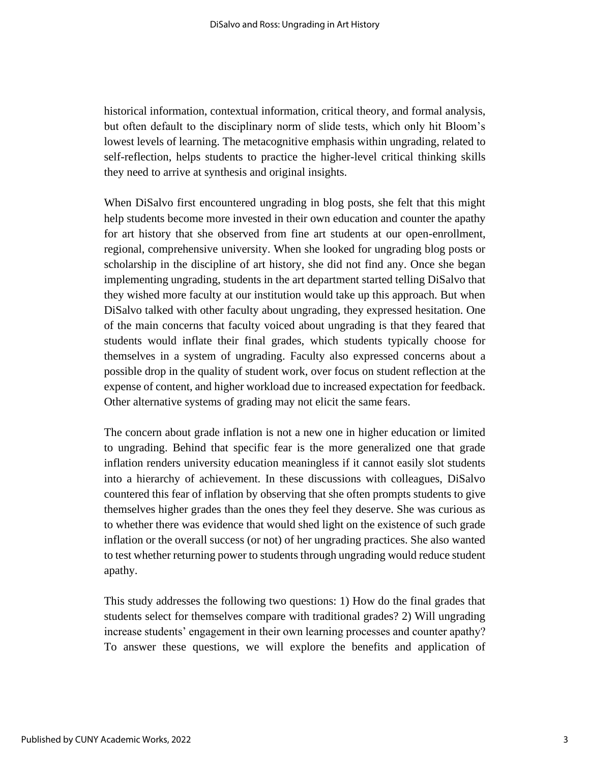historical information, contextual information, critical theory, and formal analysis, but often default to the disciplinary norm of slide tests, which only hit Bloom's lowest levels of learning. The metacognitive emphasis within ungrading, related to self-reflection, helps students to practice the higher-level critical thinking skills they need to arrive at synthesis and original insights.

When DiSalvo first encountered ungrading in blog posts, she felt that this might help students become more invested in their own education and counter the apathy for art history that she observed from fine art students at our open-enrollment, regional, comprehensive university. When she looked for ungrading blog posts or scholarship in the discipline of art history, she did not find any. Once she began implementing ungrading, students in the art department started telling DiSalvo that they wished more faculty at our institution would take up this approach. But when DiSalvo talked with other faculty about ungrading, they expressed hesitation. One of the main concerns that faculty voiced about ungrading is that they feared that students would inflate their final grades, which students typically choose for themselves in a system of ungrading. Faculty also expressed concerns about a possible drop in the quality of student work, over focus on student reflection at the expense of content, and higher workload due to increased expectation for feedback. Other alternative systems of grading may not elicit the same fears.

The concern about grade inflation is not a new one in higher education or limited to ungrading. Behind that specific fear is the more generalized one that grade inflation renders university education meaningless if it cannot easily slot students into a hierarchy of achievement. In these discussions with colleagues, DiSalvo countered this fear of inflation by observing that she often prompts students to give themselves higher grades than the ones they feel they deserve. She was curious as to whether there was evidence that would shed light on the existence of such grade inflation or the overall success (or not) of her ungrading practices. She also wanted to test whether returning power to students through ungrading would reduce student apathy.

This study addresses the following two questions: 1) How do the final grades that students select for themselves compare with traditional grades? 2) Will ungrading increase students' engagement in their own learning processes and counter apathy? To answer these questions, we will explore the benefits and application of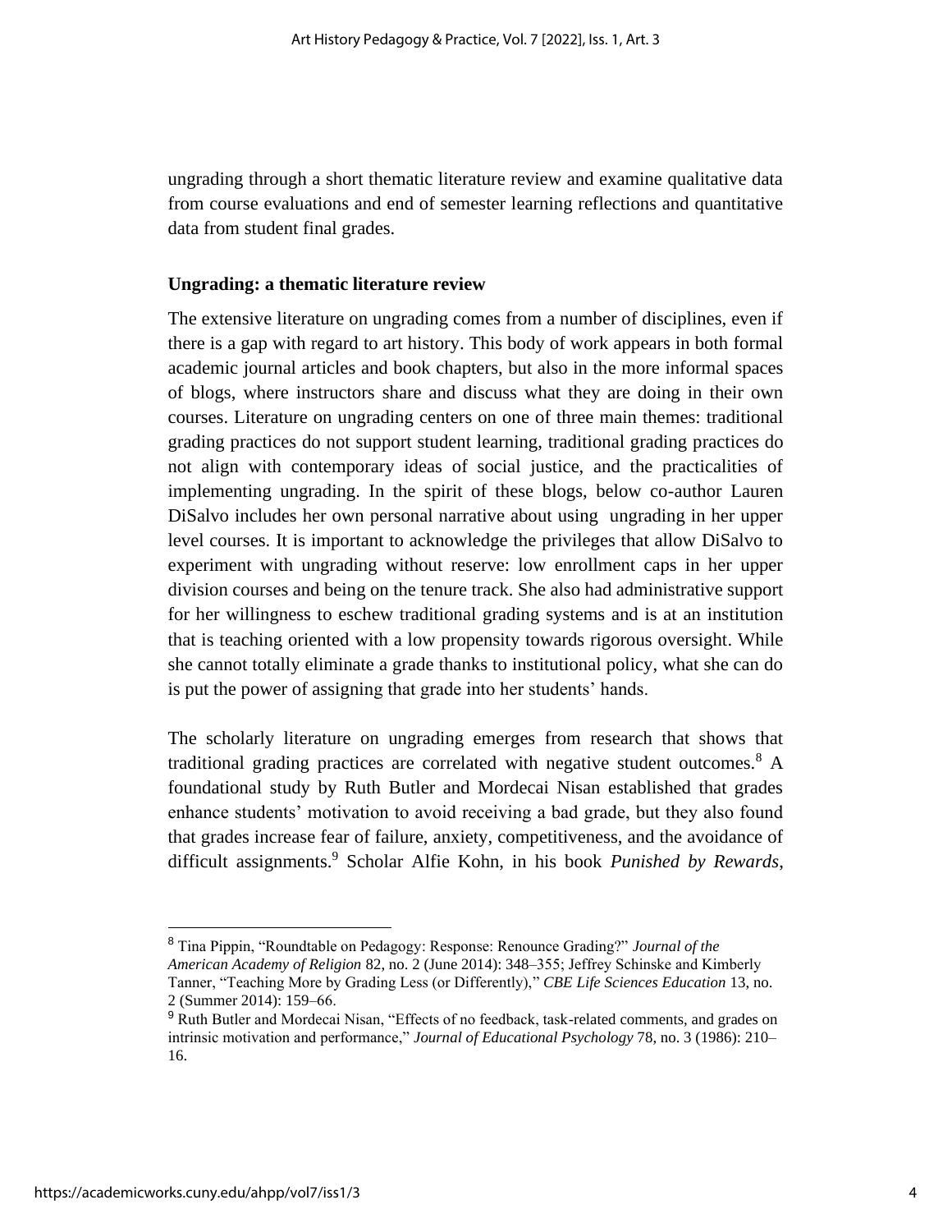ungrading through a short thematic literature review and examine qualitative data from course evaluations and end of semester learning reflections and quantitative data from student final grades.

## Ungrading: a thematic literature review

The extensive literature on ungrading comes from a number of disciplines, even if there is a gap with regard to art history. This body of work appears in both formal academic journal articles and book chapters, but also in the more informal spaces of blogs, where instructors share and discuss what they are doing in their own courses. Literature on ungrading centers on one of three main themes: traditional grading practices do not support student learning, traditional grading practices do not align with contemporary ideas of social justice, and the practicalities of implementing ungrading. In the spirit of these blogs, below co-author Lauren DiSalvo includes her own personal narrative about using ungrading in her upper level courses. It is important to acknowledge the privileges that allow DiSalvo to experiment with ungrading without reserve: low enrollment caps in her upper division courses and being on the tenure track. She also had administrative support for her willingness to eschew traditional grading systems and is at an institution that is teaching oriented with a low propensity towards rigorous oversight. While she cannot totally eliminate a grade thanks to institutional policy, what she can do is put the power of assigning that grade into her students' hands.

The scholarly literature on ungrading emerges from research that shows that traditional grading practices are correlated with negative student outcomes.[8] A foundational study by Ruth Butler and Mordecai Nisan established that grades enhance students' motivation to avoid receiving a bad grade, but they also found that grades increase fear of failure, anxiety, competitiveness, and the avoidance of difficult assignments.[9] Scholar Alfie Kohn, in his book *Punished by Rewards*,

---

[8] Tina Pippin, "Roundtable on Pedagogy: Response: Renounce Grading?" *Journal of the American Academy of Religion* 82, no. 2 (June 2014): 348–355; Jeffrey Schinske and Kimberly Tanner, "Teaching More by Grading Less (or Differently)," *CBE Life Sciences Education* 13, no. 2 (Summer 2014): 159–66.

[9] Ruth Butler and Mordecai Nisan, "Effects of no feedback, task-related comments, and grades on intrinsic motivation and performance," *Journal of Educational Psychology* 78, no. 3 (1986): 210–16.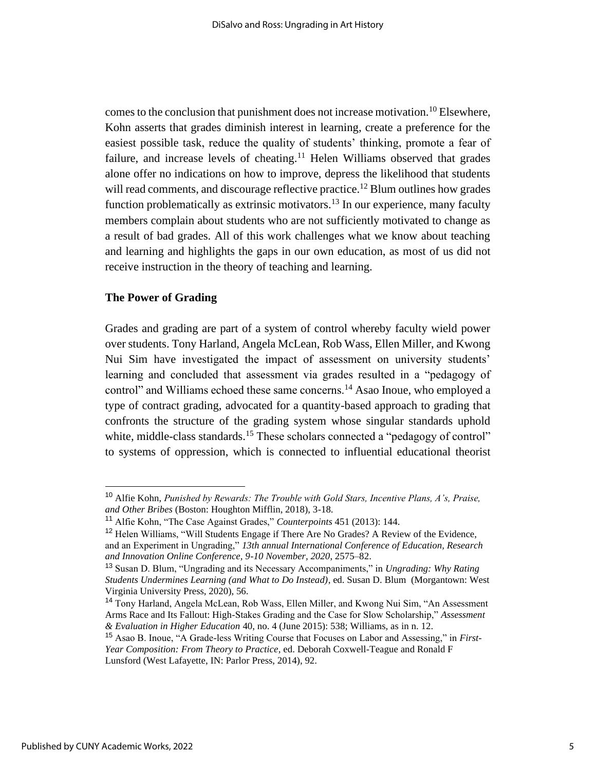comes to the conclusion that punishment does not increase motivation.[10] Elsewhere, Kohn asserts that grades diminish interest in learning, create a preference for the easiest possible task, reduce the quality of students' thinking, promote a fear of failure, and increase levels of cheating.[11] Helen Williams observed that grades alone offer no indications on how to improve, depress the likelihood that students will read comments, and discourage reflective practice.[12] Blum outlines how grades function problematically as extrinsic motivators.[13] In our experience, many faculty members complain about students who are not sufficiently motivated to change as a result of bad grades. All of this work challenges what we know about teaching and learning and highlights the gaps in our own education, as most of us did not receive instruction in the theory of teaching and learning.

## The Power of Grading

Grades and grading are part of a system of control whereby faculty wield power over students. Tony Harland, Angela McLean, Rob Wass, Ellen Miller, and Kwong Nui Sim have investigated the impact of assessment on university students' learning and concluded that assessment via grades resulted in a "pedagogy of control" and Williams echoed these same concerns.[14] Asao Inoue, who employed a type of contract grading, advocated for a quantity-based approach to grading that confronts the structure of the grading system whose singular standards uphold white, middle-class standards.[15] These scholars connected a "pedagogy of control" to systems of oppression, which is connected to influential educational theorist

---

[10] Alfie Kohn, *Punished by Rewards: The Trouble with Gold Stars, Incentive Plans, A's, Praise, and Other Bribes* (Boston: Houghton Mifflin, 2018), 3-18.

[11] Alfie Kohn, "The Case Against Grades," *Counterpoints* 451 (2013): 144.

[12] Helen Williams, "Will Students Engage if There Are No Grades? A Review of the Evidence, and an Experiment in Ungrading," *13th annual International Conference of Education, Research and Innovation Online Conference, 9-10 November, 2020*, 2575–82.

[13] Susan D. Blum, "Ungrading and its Necessary Accompaniments," in *Ungrading: Why Rating Students Undermines Learning (and What to Do Instead)*, ed. Susan D. Blum (Morgantown: West Virginia University Press, 2020), 56.

[14] Tony Harland, Angela McLean, Rob Wass, Ellen Miller, and Kwong Nui Sim, "An Assessment Arms Race and Its Fallout: High-Stakes Grading and the Case for Slow Scholarship," *Assessment & Evaluation in Higher Education* 40, no. 4 (June 2015): 538; Williams, as in n. 12.

[15] Asao B. Inoue, "A Grade-less Writing Course that Focuses on Labor and Assessing," in *First-Year Composition: From Theory to Practice*, ed. Deborah Coxwell-Teague and Ronald F Lunsford (West Lafayette, IN: Parlor Press, 2014), 92.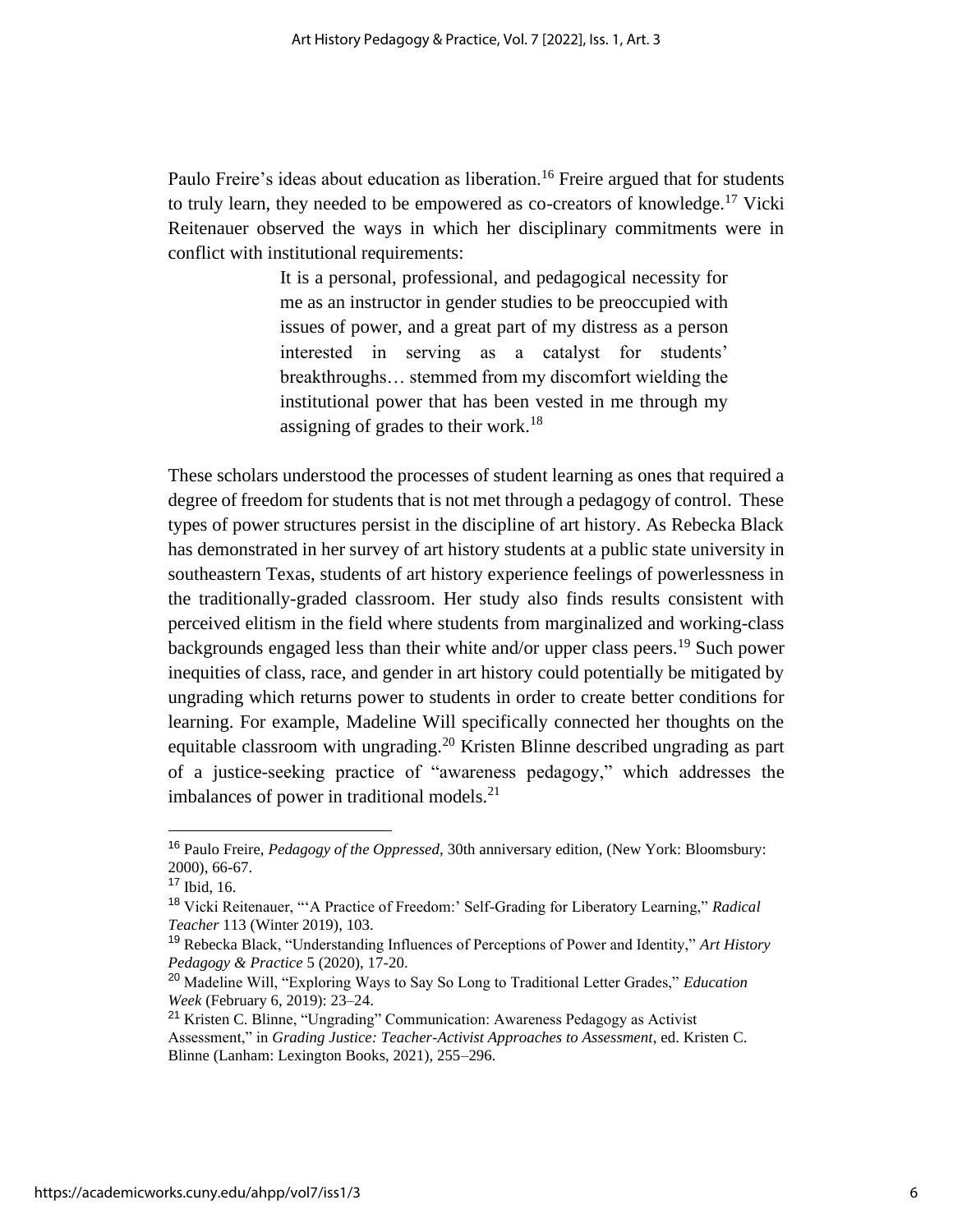Paulo Freire's ideas about education as liberation.[16] Freire argued that for students to truly learn, they needed to be empowered as co-creators of knowledge.[17] Vicki Reitenauer observed the ways in which her disciplinary commitments were in conflict with institutional requirements:

> It is a personal, professional, and pedagogical necessity for me as an instructor in gender studies to be preoccupied with issues of power, and a great part of my distress as a person interested in serving as a catalyst for students' breakthroughs… stemmed from my discomfort wielding the institutional power that has been vested in me through my assigning of grades to their work.[18]

These scholars understood the processes of student learning as ones that required a degree of freedom for students that is not met through a pedagogy of control. These types of power structures persist in the discipline of art history. As Rebecka Black has demonstrated in her survey of art history students at a public state university in southeastern Texas, students of art history experience feelings of powerlessness in the traditionally-graded classroom. Her study also finds results consistent with perceived elitism in the field where students from marginalized and working-class backgrounds engaged less than their white and/or upper class peers.[19] Such power inequities of class, race, and gender in art history could potentially be mitigated by ungrading which returns power to students in order to create better conditions for learning. For example, Madeline Will specifically connected her thoughts on the equitable classroom with ungrading.[20] Kristen Blinne described ungrading as part of a justice-seeking practice of "awareness pedagogy," which addresses the imbalances of power in traditional models.[21]

---

[16] Paulo Freire, *Pedagogy of the Oppressed*, 30th anniversary edition, (New York: Bloomsbury: 2000), 66-67.

[17] Ibid, 16.

[18] Vicki Reitenauer, "'A Practice of Freedom:' Self-Grading for Liberatory Learning," *Radical Teacher* 113 (Winter 2019), 103.

[19] Rebecka Black, "Understanding Influences of Perceptions of Power and Identity," *Art History Pedagogy & Practice* 5 (2020), 17-20.

[20] Madeline Will, "Exploring Ways to Say So Long to Traditional Letter Grades," *Education Week* (February 6, 2019): 23–24.

[21] Kristen C. Blinne, "Ungrading" Communication: Awareness Pedagogy as Activist Assessment," in *Grading Justice: Teacher-Activist Approaches to Assessment*, ed. Kristen C. Blinne (Lanham: Lexington Books, 2021), 255–296.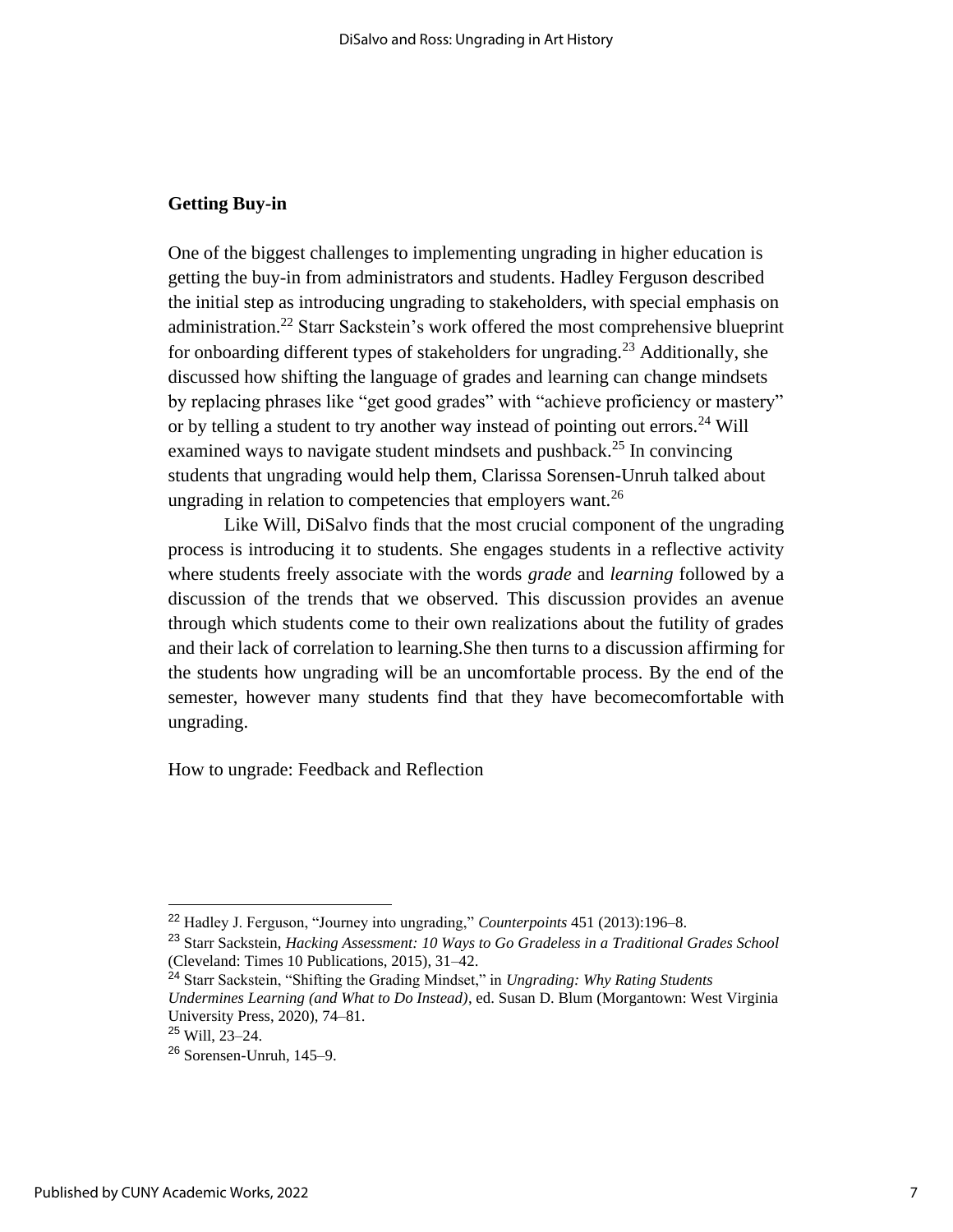## Getting Buy-in

One of the biggest challenges to implementing ungrading in higher education is getting the buy-in from administrators and students. Hadley Ferguson described the initial step as introducing ungrading to stakeholders, with special emphasis on administration.[22] Starr Sackstein's work offered the most comprehensive blueprint for onboarding different types of stakeholders for ungrading.[23] Additionally, she discussed how shifting the language of grades and learning can change mindsets by replacing phrases like "get good grades" with "achieve proficiency or mastery" or by telling a student to try another way instead of pointing out errors.[24] Will examined ways to navigate student mindsets and pushback.[25] In convincing students that ungrading would help them, Clarissa Sorensen-Unruh talked about ungrading in relation to competencies that employers want.[26]

Like Will, DiSalvo finds that the most crucial component of the ungrading process is introducing it to students. She engages students in a reflective activity where students freely associate with the words *grade* and *learning* followed by a discussion of the trends that we observed. This discussion provides an avenue through which students come to their own realizations about the futility of grades and their lack of correlation to learning.She then turns to a discussion affirming for the students how ungrading will be an uncomfortable process. By the end of the semester, however many students find that they have becomecomfortable with ungrading.

How to ungrade: Feedback and Reflection

---

[22] Hadley J. Ferguson, "Journey into ungrading," *Counterpoints* 451 (2013):196–8.

[23] Starr Sackstein, *Hacking Assessment: 10 Ways to Go Gradeless in a Traditional Grades School* (Cleveland: Times 10 Publications, 2015), 31–42.

[24] Starr Sackstein, "Shifting the Grading Mindset," in *Ungrading: Why Rating Students Undermines Learning (and What to Do Instead)*, ed. Susan D. Blum (Morgantown: West Virginia University Press, 2020), 74–81.

[25] Will, 23–24.

[26] Sorensen-Unruh, 145–9.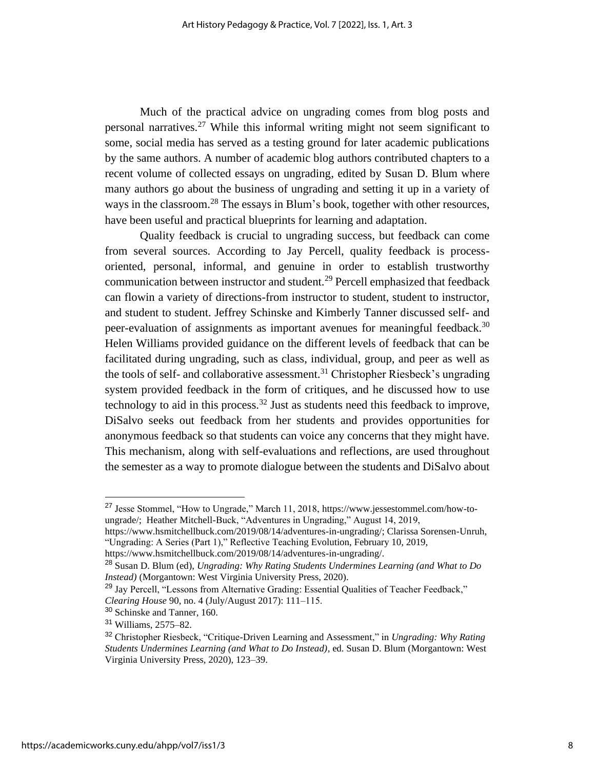Much of the practical advice on ungrading comes from blog posts and personal narratives.[27] While this informal writing might not seem significant to some, social media has served as a testing ground for later academic publications by the same authors. A number of academic blog authors contributed chapters to a recent volume of collected essays on ungrading, edited by Susan D. Blum where many authors go about the business of ungrading and setting it up in a variety of ways in the classroom.[28] The essays in Blum's book, together with other resources, have been useful and practical blueprints for learning and adaptation.

Quality feedback is crucial to ungrading success, but feedback can come from several sources. According to Jay Percell, quality feedback is process-oriented, personal, informal, and genuine in order to establish trustworthy communication between instructor and student.[29] Percell emphasized that feedback can flowin a variety of directions-from instructor to student, student to instructor, and student to student. Jeffrey Schinske and Kimberly Tanner discussed self- and peer-evaluation of assignments as important avenues for meaningful feedback.[30] Helen Williams provided guidance on the different levels of feedback that can be facilitated during ungrading, such as class, individual, group, and peer as well as the tools of self- and collaborative assessment.[31] Christopher Riesbeck's ungrading system provided feedback in the form of critiques, and he discussed how to use technology to aid in this process.[32] Just as students need this feedback to improve, DiSalvo seeks out feedback from her students and provides opportunities for anonymous feedback so that students can voice any concerns that they might have. This mechanism, along with self-evaluations and reflections, are used throughout the semester as a way to promote dialogue between the students and DiSalvo about

---

[27] Jesse Stommel, "How to Ungrade," March 11, 2018, https://www.jessestommel.com/how-to-ungrade/; Heather Mitchell-Buck, "Adventures in Ungrading," August 14, 2019, https://www.hsmitchellbuck.com/2019/08/14/adventures-in-ungrading/; Clarissa Sorensen-Unruh, "Ungrading: A Series (Part 1)," Reflective Teaching Evolution, February 10, 2019, https://www.hsmitchellbuck.com/2019/08/14/adventures-in-ungrading/.

[28] Susan D. Blum (ed), *Ungrading: Why Rating Students Undermines Learning (and What to Do Instead)* (Morgantown: West Virginia University Press, 2020).

[29] Jay Percell, "Lessons from Alternative Grading: Essential Qualities of Teacher Feedback," *Clearing House* 90, no. 4 (July/August 2017): 111–115.

[30] Schinske and Tanner, 160.

[31] Williams, 2575–82.

[32] Christopher Riesbeck, "Critique-Driven Learning and Assessment," in *Ungrading: Why Rating Students Undermines Learning (and What to Do Instead)*, ed. Susan D. Blum (Morgantown: West Virginia University Press, 2020), 123–39.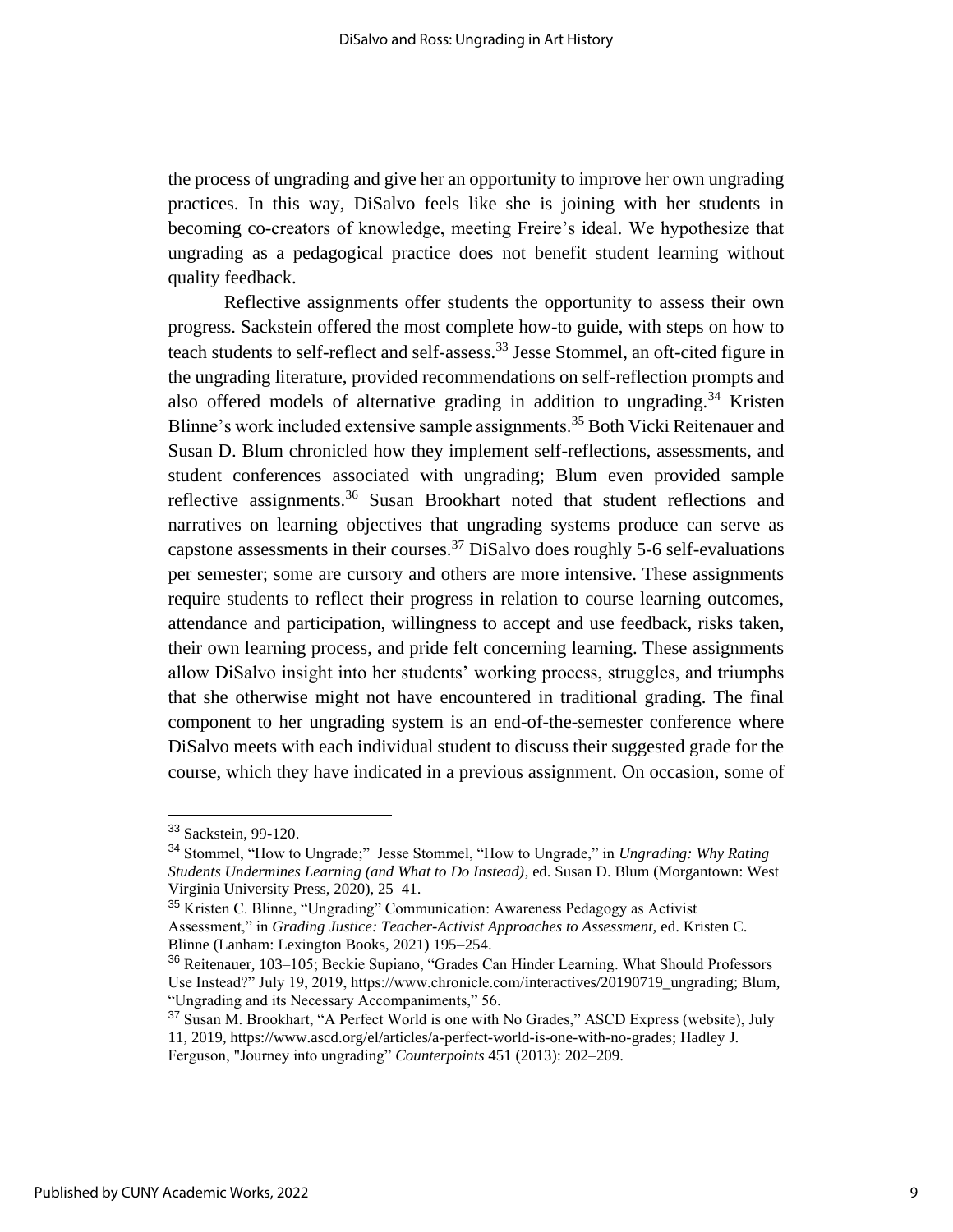the process of ungrading and give her an opportunity to improve her own ungrading practices. In this way, DiSalvo feels like she is joining with her students in becoming co-creators of knowledge, meeting Freire's ideal. We hypothesize that ungrading as a pedagogical practice does not benefit student learning without quality feedback.

Reflective assignments offer students the opportunity to assess their own progress. Sackstein offered the most complete how-to guide, with steps on how to teach students to self-reflect and self-assess.[33] Jesse Stommel, an oft-cited figure in the ungrading literature, provided recommendations on self-reflection prompts and also offered models of alternative grading in addition to ungrading.[34] Kristen Blinne's work included extensive sample assignments.[35] Both Vicki Reitenauer and Susan D. Blum chronicled how they implement self-reflections, assessments, and student conferences associated with ungrading; Blum even provided sample reflective assignments.[36] Susan Brookhart noted that student reflections and narratives on learning objectives that ungrading systems produce can serve as capstone assessments in their courses.[37] DiSalvo does roughly 5-6 self-evaluations per semester; some are cursory and others are more intensive. These assignments require students to reflect their progress in relation to course learning outcomes, attendance and participation, willingness to accept and use feedback, risks taken, their own learning process, and pride felt concerning learning. These assignments allow DiSalvo insight into her students' working process, struggles, and triumphs that she otherwise might not have encountered in traditional grading. The final component to her ungrading system is an end-of-the-semester conference where DiSalvo meets with each individual student to discuss their suggested grade for the course, which they have indicated in a previous assignment. On occasion, some of

---

[33] Sackstein, 99-120.

[34] Stommel, "How to Ungrade;" Jesse Stommel, "How to Ungrade," in *Ungrading: Why Rating Students Undermines Learning (and What to Do Instead)*, ed. Susan D. Blum (Morgantown: West Virginia University Press, 2020), 25–41.

[35] Kristen C. Blinne, "Ungrading" Communication: Awareness Pedagogy as Activist Assessment," in *Grading Justice: Teacher-Activist Approaches to Assessment*, ed. Kristen C. Blinne (Lanham: Lexington Books, 2021) 195–254.

[36] Reitenauer, 103–105; Beckie Supiano, "Grades Can Hinder Learning. What Should Professors Use Instead?" July 19, 2019, https://www.chronicle.com/interactives/20190719_ungrading; Blum, "Ungrading and its Necessary Accompaniments," 56.

[37] Susan M. Brookhart, "A Perfect World is one with No Grades," ASCD Express (website), July 11, 2019, https://www.ascd.org/el/articles/a-perfect-world-is-one-with-no-grades; Hadley J. Ferguson, "Journey into ungrading" *Counterpoints* 451 (2013): 202–209.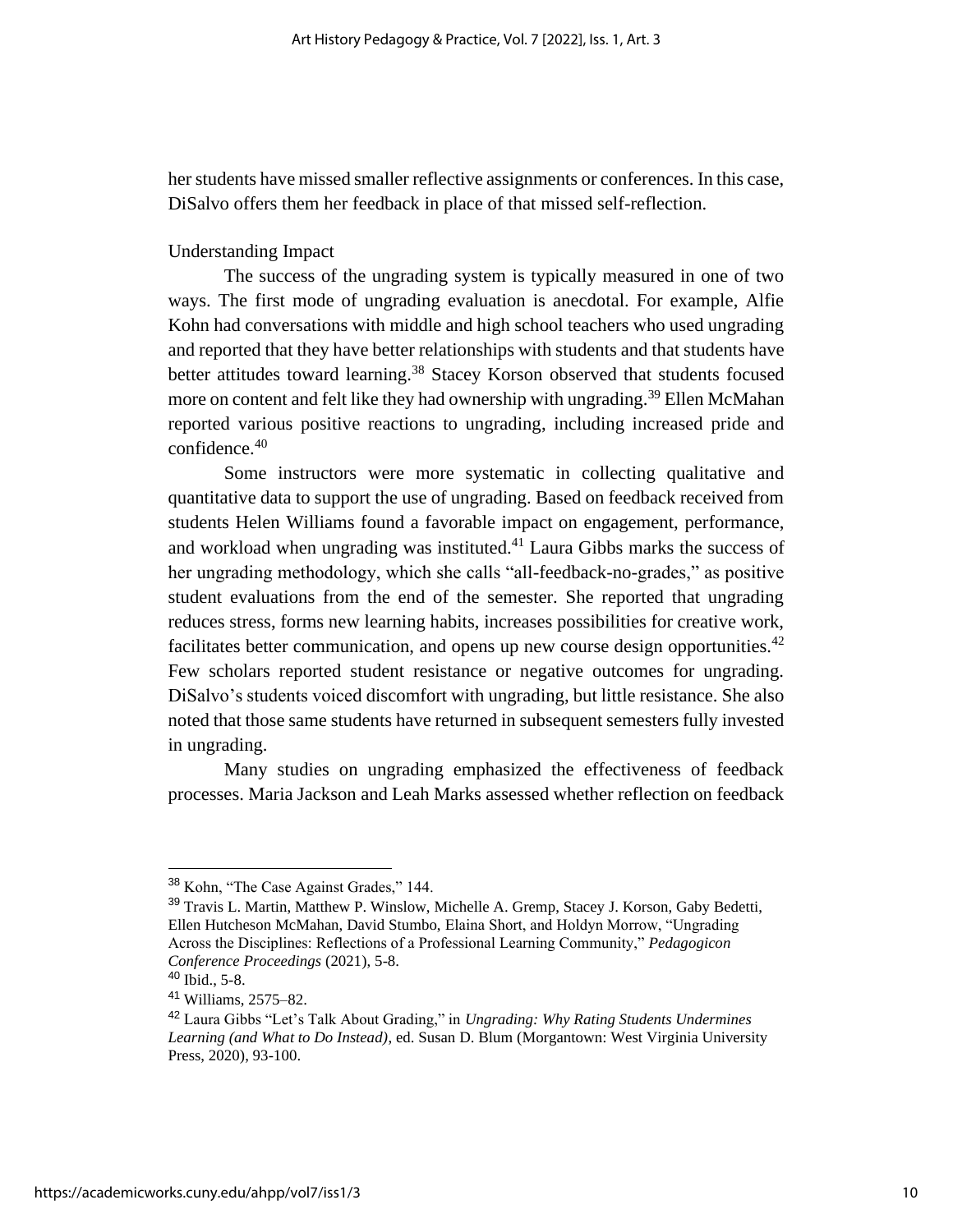her students have missed smaller reflective assignments or conferences. In this case, DiSalvo offers them her feedback in place of that missed self-reflection.

## Understanding Impact

The success of the ungrading system is typically measured in one of two ways. The first mode of ungrading evaluation is anecdotal. For example, Alfie Kohn had conversations with middle and high school teachers who used ungrading and reported that they have better relationships with students and that students have better attitudes toward learning.[38] Stacey Korson observed that students focused more on content and felt like they had ownership with ungrading.[39] Ellen McMahan reported various positive reactions to ungrading, including increased pride and confidence.[40]

Some instructors were more systematic in collecting qualitative and quantitative data to support the use of ungrading. Based on feedback received from students Helen Williams found a favorable impact on engagement, performance, and workload when ungrading was instituted.[41] Laura Gibbs marks the success of her ungrading methodology, which she calls "all-feedback-no-grades," as positive student evaluations from the end of the semester. She reported that ungrading reduces stress, forms new learning habits, increases possibilities for creative work, facilitates better communication, and opens up new course design opportunities.[42] Few scholars reported student resistance or negative outcomes for ungrading. DiSalvo's students voiced discomfort with ungrading, but little resistance. She also noted that those same students have returned in subsequent semesters fully invested in ungrading.

Many studies on ungrading emphasized the effectiveness of feedback processes. Maria Jackson and Leah Marks assessed whether reflection on feedback

---

[38] Kohn, "The Case Against Grades," 144.

[39] Travis L. Martin, Matthew P. Winslow, Michelle A. Gremp, Stacey J. Korson, Gaby Bedetti, Ellen Hutcheson McMahan, David Stumbo, Elaina Short, and Holdyn Morrow, "Ungrading Across the Disciplines: Reflections of a Professional Learning Community," *Pedagogicon Conference Proceedings* (2021), 5-8.

[40] Ibid., 5-8.

[41] Williams, 2575–82.

[42] Laura Gibbs "Let's Talk About Grading," in *Ungrading: Why Rating Students Undermines Learning (and What to Do Instead)*, ed. Susan D. Blum (Morgantown: West Virginia University Press, 2020), 93-100.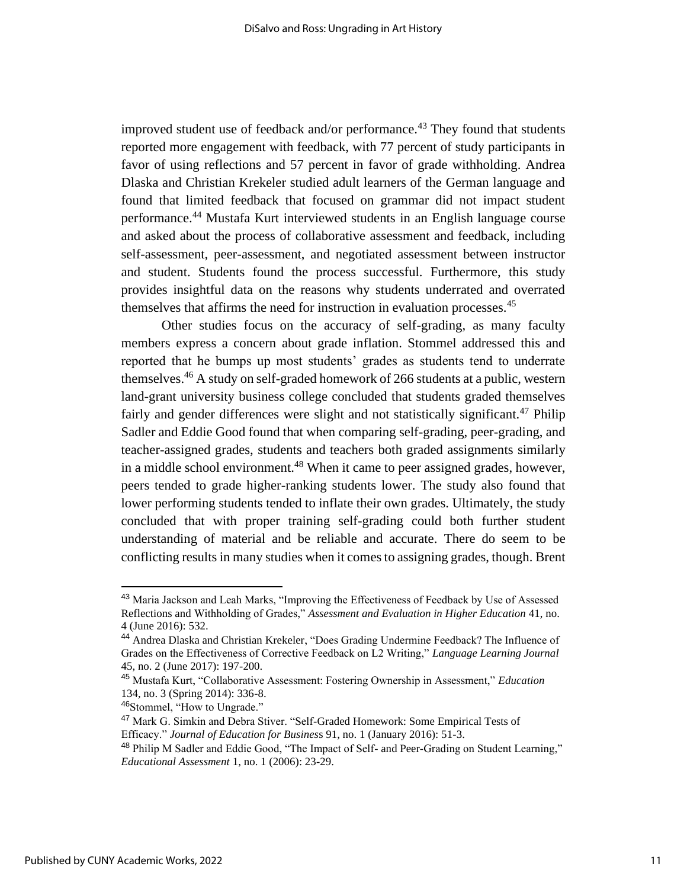improved student use of feedback and/or performance.[43] They found that students reported more engagement with feedback, with 77 percent of study participants in favor of using reflections and 57 percent in favor of grade withholding. Andrea Dlaska and Christian Krekeler studied adult learners of the German language and found that limited feedback that focused on grammar did not impact student performance.[44] Mustafa Kurt interviewed students in an English language course and asked about the process of collaborative assessment and feedback, including self-assessment, peer-assessment, and negotiated assessment between instructor and student. Students found the process successful. Furthermore, this study provides insightful data on the reasons why students underrated and overrated themselves that affirms the need for instruction in evaluation processes.[45]

Other studies focus on the accuracy of self-grading, as many faculty members express a concern about grade inflation. Stommel addressed this and reported that he bumps up most students' grades as students tend to underrate themselves.[46] A study on self-graded homework of 266 students at a public, western land-grant university business college concluded that students graded themselves fairly and gender differences were slight and not statistically significant.[47] Philip Sadler and Eddie Good found that when comparing self-grading, peer-grading, and teacher-assigned grades, students and teachers both graded assignments similarly in a middle school environment.[48] When it came to peer assigned grades, however, peers tended to grade higher-ranking students lower. The study also found that lower performing students tended to inflate their own grades. Ultimately, the study concluded that with proper training self-grading could both further student understanding of material and be reliable and accurate. There do seem to be conflicting results in many studies when it comes to assigning grades, though. Brent

---

[43] Maria Jackson and Leah Marks, "Improving the Effectiveness of Feedback by Use of Assessed Reflections and Withholding of Grades," *Assessment and Evaluation in Higher Education* 41, no. 4 (June 2016): 532.

[44] Andrea Dlaska and Christian Krekeler, "Does Grading Undermine Feedback? The Influence of Grades on the Effectiveness of Corrective Feedback on L2 Writing," *Language Learning Journal* 45, no. 2 (June 2017): 197-200.

[45] Mustafa Kurt, "Collaborative Assessment: Fostering Ownership in Assessment," *Education* 134, no. 3 (Spring 2014): 336-8.

[46] Stommel, "How to Ungrade."

[47] Mark G. Simkin and Debra Stiver. "Self-Graded Homework: Some Empirical Tests of Efficacy." *Journal of Education for Business* 91, no. 1 (January 2016): 51-3.

[48] Philip M Sadler and Eddie Good, "The Impact of Self- and Peer-Grading on Student Learning," *Educational Assessment* 1, no. 1 (2006): 23-29.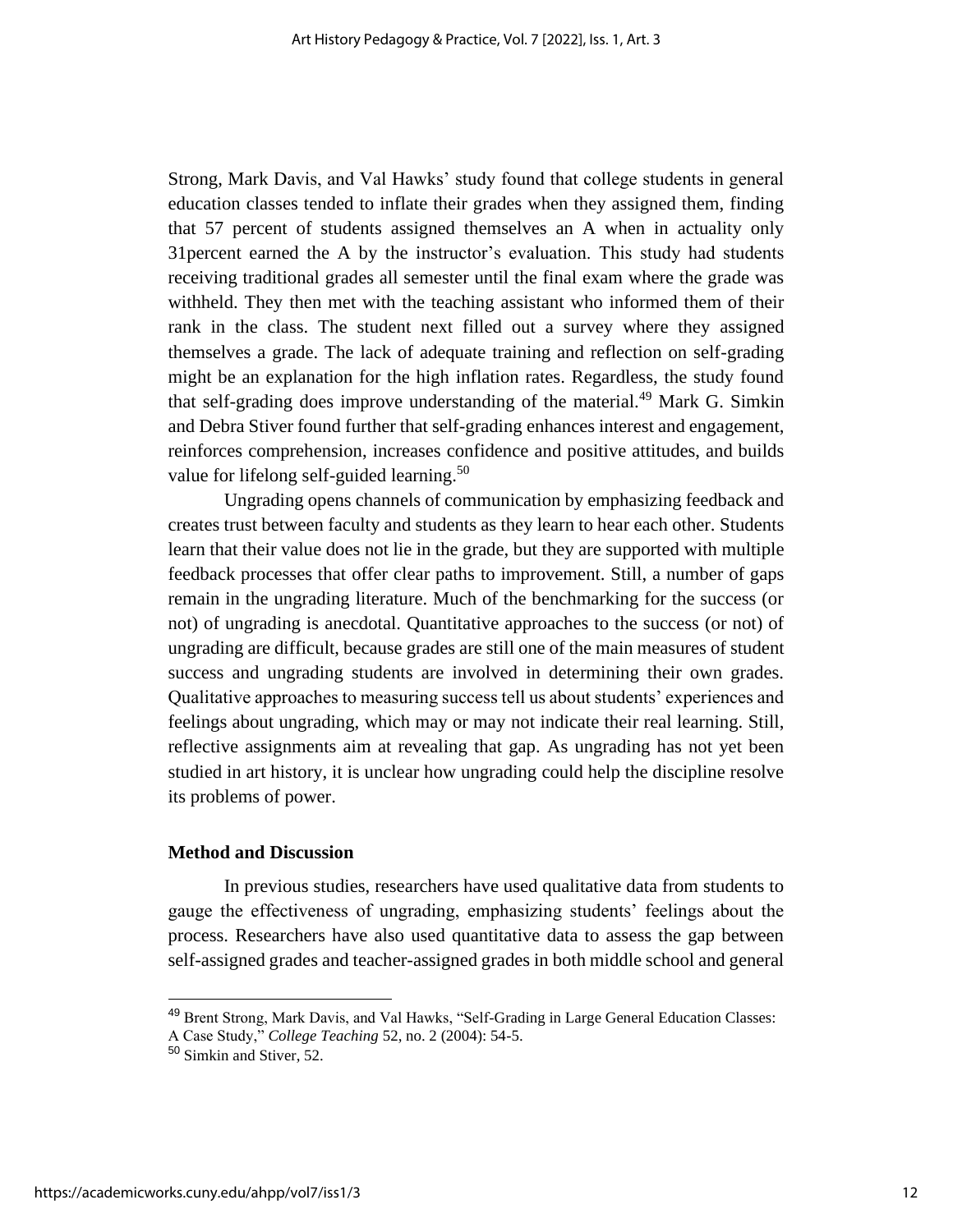Strong, Mark Davis, and Val Hawks' study found that college students in general education classes tended to inflate their grades when they assigned them, finding that 57 percent of students assigned themselves an A when in actuality only 31percent earned the A by the instructor's evaluation. This study had students receiving traditional grades all semester until the final exam where the grade was withheld. They then met with the teaching assistant who informed them of their rank in the class. The student next filled out a survey where they assigned themselves a grade. The lack of adequate training and reflection on self-grading might be an explanation for the high inflation rates. Regardless, the study found that self-grading does improve understanding of the material.[49] Mark G. Simkin and Debra Stiver found further that self-grading enhances interest and engagement, reinforces comprehension, increases confidence and positive attitudes, and builds value for lifelong self-guided learning.[50]

Ungrading opens channels of communication by emphasizing feedback and creates trust between faculty and students as they learn to hear each other. Students learn that their value does not lie in the grade, but they are supported with multiple feedback processes that offer clear paths to improvement. Still, a number of gaps remain in the ungrading literature. Much of the benchmarking for the success (or not) of ungrading is anecdotal. Quantitative approaches to the success (or not) of ungrading are difficult, because grades are still one of the main measures of student success and ungrading students are involved in determining their own grades. Qualitative approaches to measuring success tell us about students' experiences and feelings about ungrading, which may or may not indicate their real learning. Still, reflective assignments aim at revealing that gap. As ungrading has not yet been studied in art history, it is unclear how ungrading could help the discipline resolve its problems of power.

## Method and Discussion

In previous studies, researchers have used qualitative data from students to gauge the effectiveness of ungrading, emphasizing students' feelings about the process. Researchers have also used quantitative data to assess the gap between self-assigned grades and teacher-assigned grades in both middle school and general

---

[49] Brent Strong, Mark Davis, and Val Hawks, "Self-Grading in Large General Education Classes: A Case Study," *College Teaching* 52, no. 2 (2004): 54-5.

[50] Simkin and Stiver, 52.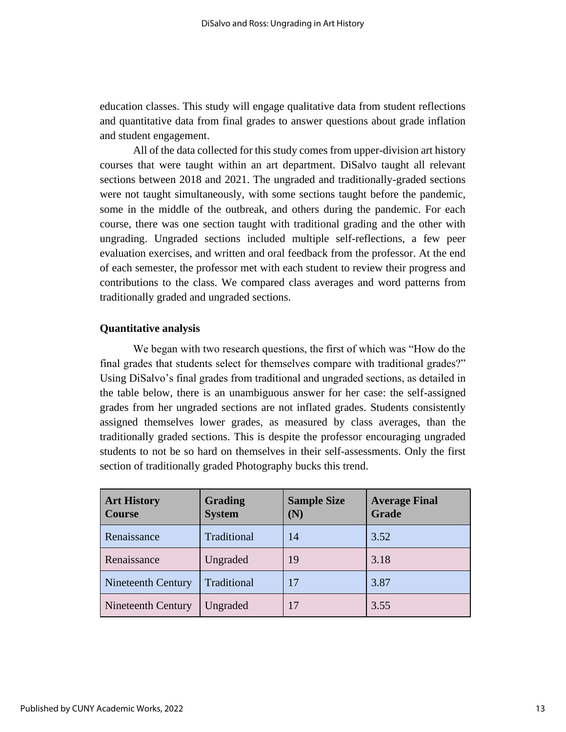education classes. This study will engage qualitative data from student reflections and quantitative data from final grades to answer questions about grade inflation and student engagement.

All of the data collected for this study comes from upper-division art history courses that were taught within an art department. DiSalvo taught all relevant sections between 2018 and 2021. The ungraded and traditionally-graded sections were not taught simultaneously, with some sections taught before the pandemic, some in the middle of the outbreak, and others during the pandemic. For each course, there was one section taught with traditional grading and the other with ungrading. Ungraded sections included multiple self-reflections, a few peer evaluation exercises, and written and oral feedback from the professor. At the end of each semester, the professor met with each student to review their progress and contributions to the class. We compared class averages and word patterns from traditionally graded and ungraded sections.

### Quantitative analysis

We began with two research questions, the first of which was "How do the final grades that students select for themselves compare with traditional grades?" Using DiSalvo's final grades from traditional and ungraded sections, as detailed in the table below, there is an unambiguous answer for her case: the self-assigned grades from her ungraded sections are not inflated grades. Students consistently assigned themselves lower grades, as measured by class averages, than the traditionally graded sections. This is despite the professor encouraging ungraded students to not be so hard on themselves in their self-assessments. Only the first section of traditionally graded Photography bucks this trend.

| Art History Course | Grading System | Sample Size (N) | Average Final Grade |
|---|---|---|---|
| Renaissance | Traditional | 14 | 3.52 |
| Renaissance | Ungraded | 19 | 3.18 |
| Nineteenth Century | Traditional | 17 | 3.87 |
| Nineteenth Century | Ungraded | 17 | 3.55 |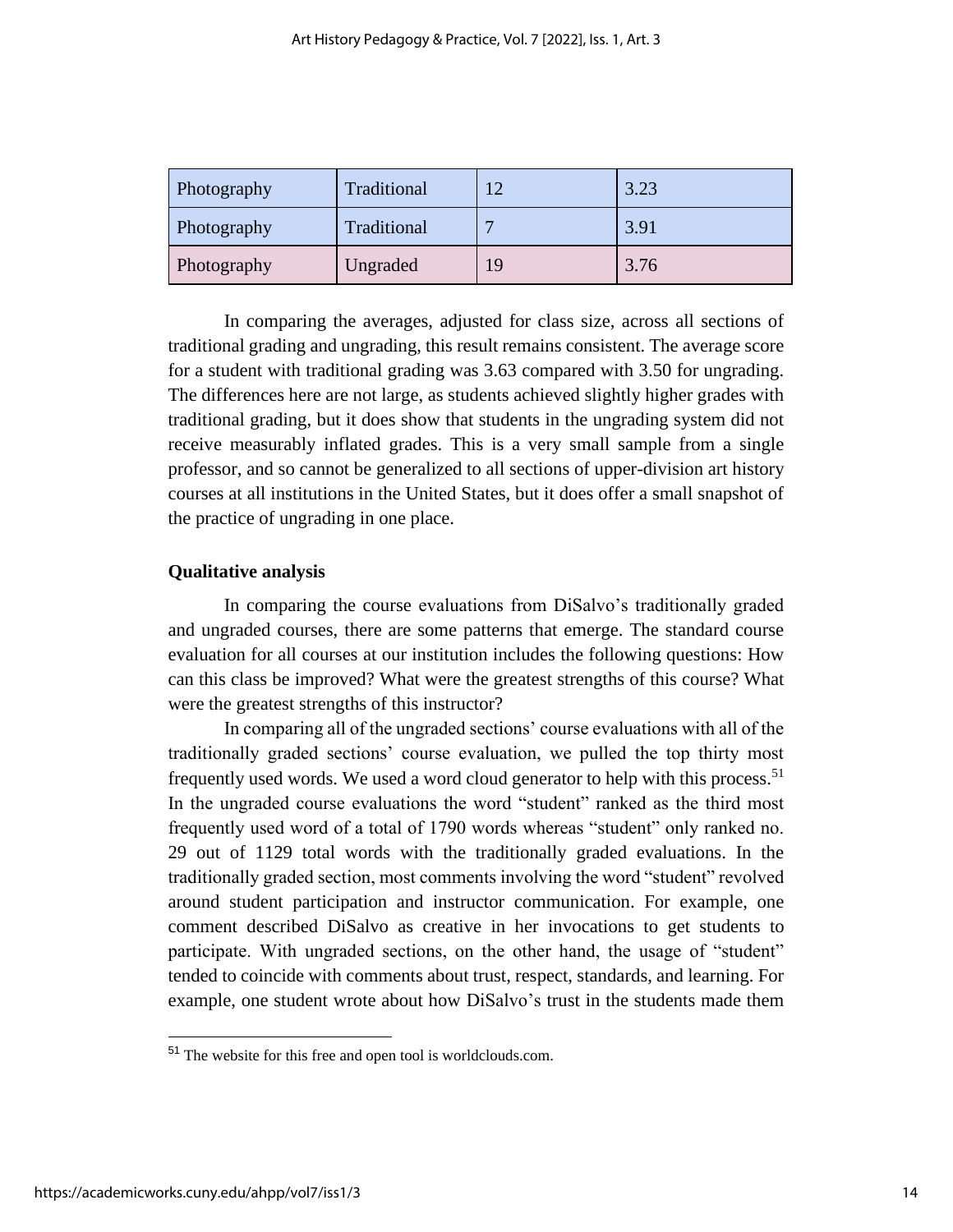| Photography | Traditional | 12 | 3.23 |
|---|---|---|---|
| Photography | Traditional | 7 | 3.91 |
| Photography | Ungraded | 19 | 3.76 |

In comparing the averages, adjusted for class size, across all sections of traditional grading and ungrading, this result remains consistent. The average score for a student with traditional grading was 3.63 compared with 3.50 for ungrading. The differences here are not large, as students achieved slightly higher grades with traditional grading, but it does show that students in the ungrading system did not receive measurably inflated grades. This is a very small sample from a single professor, and so cannot be generalized to all sections of upper-division art history courses at all institutions in the United States, but it does offer a small snapshot of the practice of ungrading in one place.

**Qualitative analysis**

In comparing the course evaluations from DiSalvo's traditionally graded and ungraded courses, there are some patterns that emerge. The standard course evaluation for all courses at our institution includes the following questions: How can this class be improved? What were the greatest strengths of this course? What were the greatest strengths of this instructor?

In comparing all of the ungraded sections' course evaluations with all of the traditionally graded sections' course evaluation, we pulled the top thirty most frequently used words. We used a word cloud generator to help with this process.[51] In the ungraded course evaluations the word "student" ranked as the third most frequently used word of a total of 1790 words whereas "student" only ranked no. 29 out of 1129 total words with the traditionally graded evaluations. In the traditionally graded section, most comments involving the word "student" revolved around student participation and instructor communication. For example, one comment described DiSalvo as creative in her invocations to get students to participate. With ungraded sections, on the other hand, the usage of "student" tended to coincide with comments about trust, respect, standards, and learning. For example, one student wrote about how DiSalvo's trust in the students made them

---

[51] The website for this free and open tool is worldclouds.com.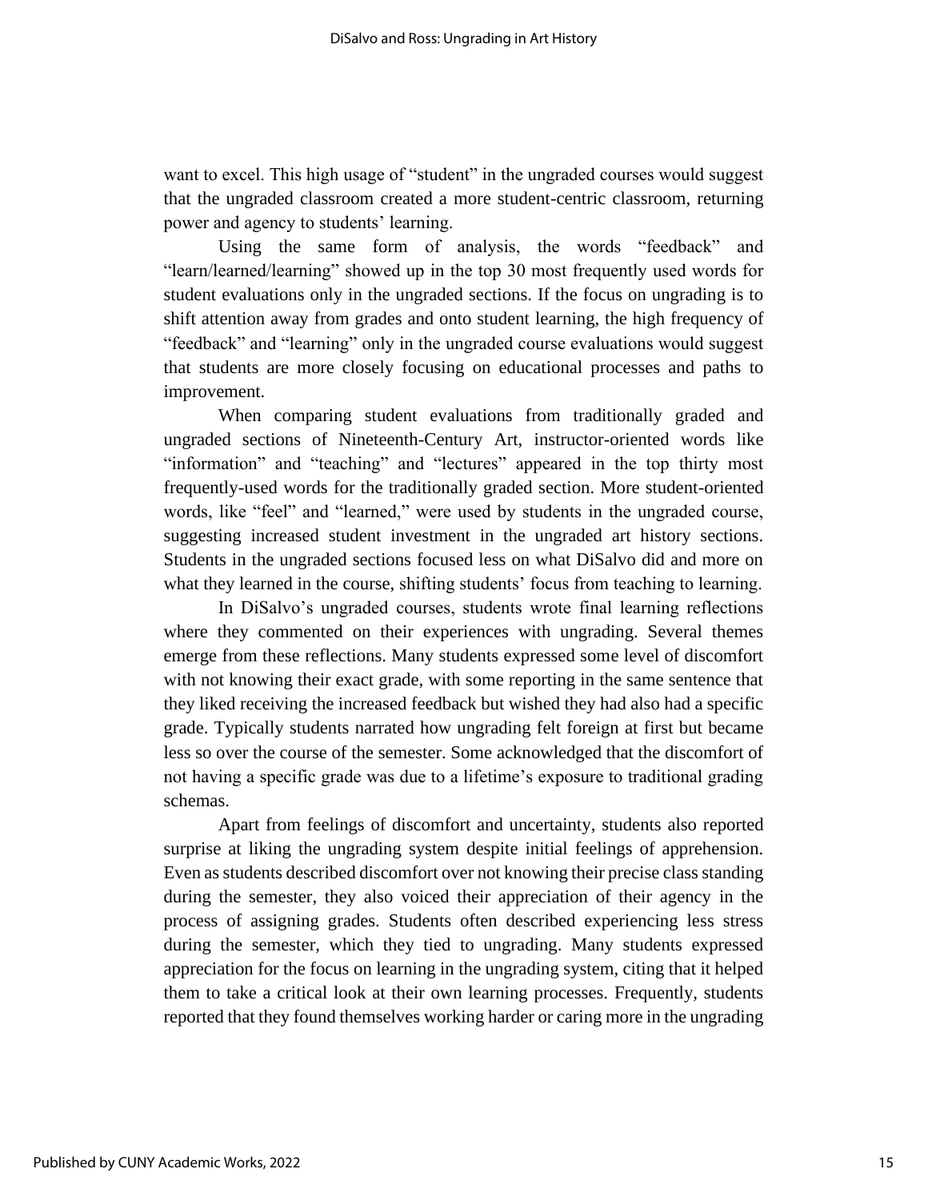want to excel. This high usage of “student” in the ungraded courses would suggest that the ungraded classroom created a more student-centric classroom, returning power and agency to students’ learning.

Using the same form of analysis, the words “feedback” and “learn/learned/learning” showed up in the top 30 most frequently used words for student evaluations only in the ungraded sections. If the focus on ungrading is to shift attention away from grades and onto student learning, the high frequency of “feedback” and “learning” only in the ungraded course evaluations would suggest that students are more closely focusing on educational processes and paths to improvement.

When comparing student evaluations from traditionally graded and ungraded sections of Nineteenth-Century Art, instructor-oriented words like “information” and “teaching” and “lectures” appeared in the top thirty most frequently-used words for the traditionally graded section. More student-oriented words, like “feel” and “learned,” were used by students in the ungraded course, suggesting increased student investment in the ungraded art history sections. Students in the ungraded sections focused less on what DiSalvo did and more on what they learned in the course, shifting students’ focus from teaching to learning.

In DiSalvo’s ungraded courses, students wrote final learning reflections where they commented on their experiences with ungrading. Several themes emerge from these reflections. Many students expressed some level of discomfort with not knowing their exact grade, with some reporting in the same sentence that they liked receiving the increased feedback but wished they had also had a specific grade. Typically students narrated how ungrading felt foreign at first but became less so over the course of the semester. Some acknowledged that the discomfort of not having a specific grade was due to a lifetime’s exposure to traditional grading schemas.

Apart from feelings of discomfort and uncertainty, students also reported surprise at liking the ungrading system despite initial feelings of apprehension. Even as students described discomfort over not knowing their precise class standing during the semester, they also voiced their appreciation of their agency in the process of assigning grades. Students often described experiencing less stress during the semester, which they tied to ungrading. Many students expressed appreciation for the focus on learning in the ungrading system, citing that it helped them to take a critical look at their own learning processes. Frequently, students reported that they found themselves working harder or caring more in the ungrading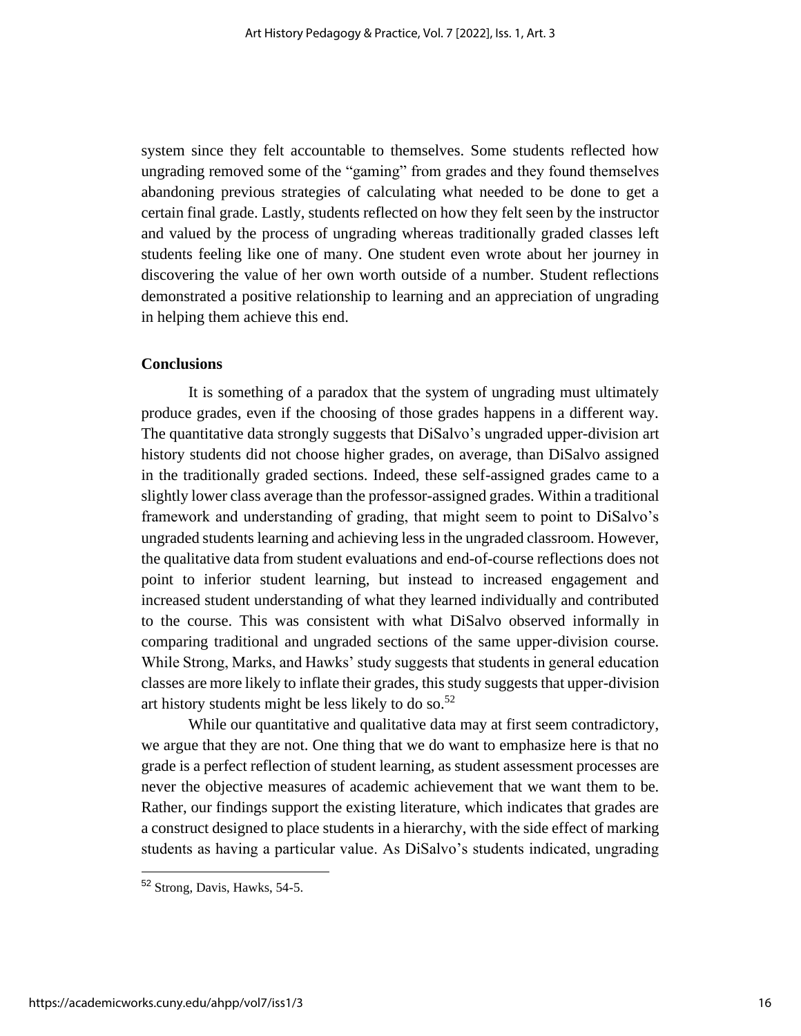system since they felt accountable to themselves. Some students reflected how ungrading removed some of the "gaming" from grades and they found themselves abandoning previous strategies of calculating what needed to be done to get a certain final grade. Lastly, students reflected on how they felt seen by the instructor and valued by the process of ungrading whereas traditionally graded classes left students feeling like one of many. One student even wrote about her journey in discovering the value of her own worth outside of a number. Student reflections demonstrated a positive relationship to learning and an appreciation of ungrading in helping them achieve this end.

**Conclusions**

It is something of a paradox that the system of ungrading must ultimately produce grades, even if the choosing of those grades happens in a different way. The quantitative data strongly suggests that DiSalvo's ungraded upper-division art history students did not choose higher grades, on average, than DiSalvo assigned in the traditionally graded sections. Indeed, these self-assigned grades came to a slightly lower class average than the professor-assigned grades. Within a traditional framework and understanding of grading, that might seem to point to DiSalvo's ungraded students learning and achieving less in the ungraded classroom. However, the qualitative data from student evaluations and end-of-course reflections does not point to inferior student learning, but instead to increased engagement and increased student understanding of what they learned individually and contributed to the course. This was consistent with what DiSalvo observed informally in comparing traditional and ungraded sections of the same upper-division course. While Strong, Marks, and Hawks' study suggests that students in general education classes are more likely to inflate their grades, this study suggests that upper-division art history students might be less likely to do so.[52]

While our quantitative and qualitative data may at first seem contradictory, we argue that they are not. One thing that we do want to emphasize here is that no grade is a perfect reflection of student learning, as student assessment processes are never the objective measures of academic achievement that we want them to be. Rather, our findings support the existing literature, which indicates that grades are a construct designed to place students in a hierarchy, with the side effect of marking students as having a particular value. As DiSalvo's students indicated, ungrading

[52] Strong, Davis, Hawks, 54-5.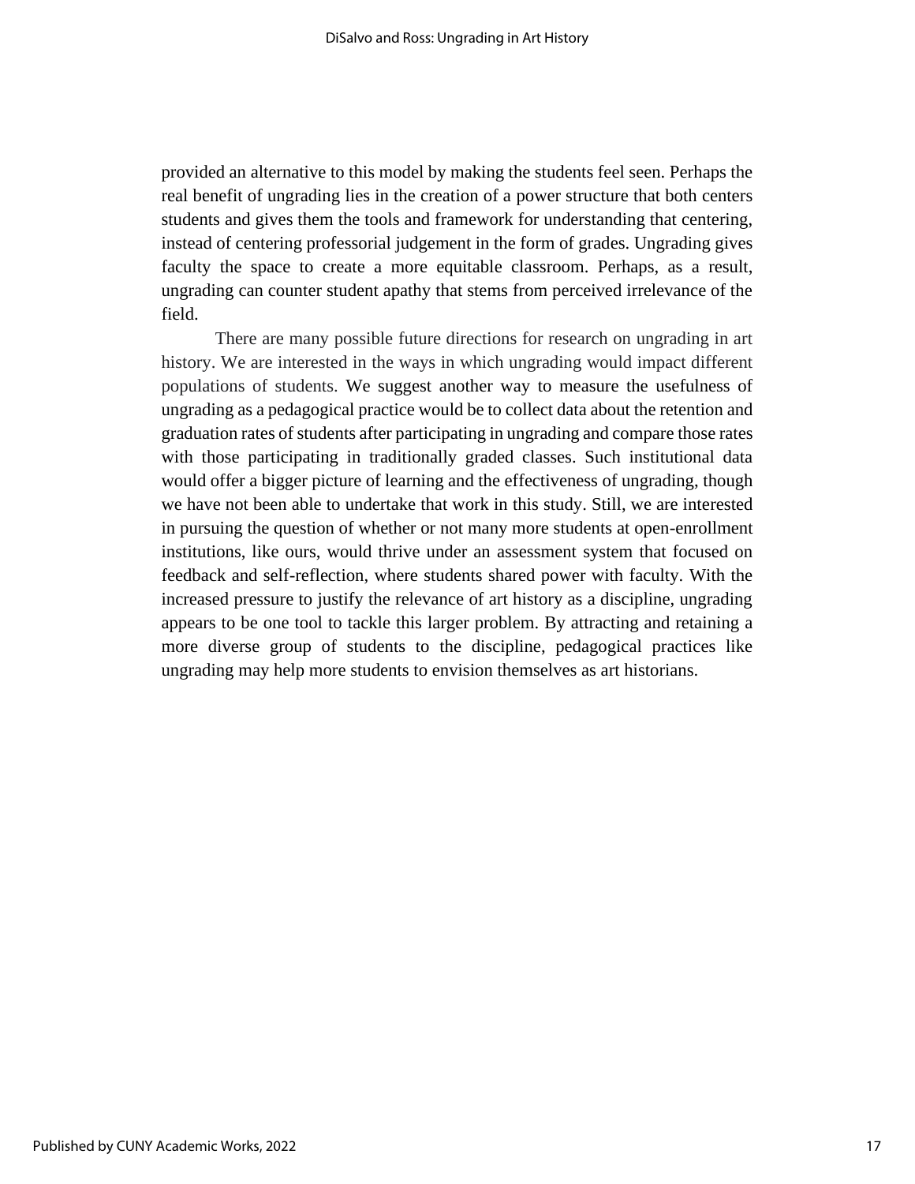provided an alternative to this model by making the students feel seen. Perhaps the real benefit of ungrading lies in the creation of a power structure that both centers students and gives them the tools and framework for understanding that centering, instead of centering professorial judgement in the form of grades. Ungrading gives faculty the space to create a more equitable classroom. Perhaps, as a result, ungrading can counter student apathy that stems from perceived irrelevance of the field.

There are many possible future directions for research on ungrading in art history. We are interested in the ways in which ungrading would impact different populations of students. We suggest another way to measure the usefulness of ungrading as a pedagogical practice would be to collect data about the retention and graduation rates of students after participating in ungrading and compare those rates with those participating in traditionally graded classes. Such institutional data would offer a bigger picture of learning and the effectiveness of ungrading, though we have not been able to undertake that work in this study. Still, we are interested in pursuing the question of whether or not many more students at open-enrollment institutions, like ours, would thrive under an assessment system that focused on feedback and self-reflection, where students shared power with faculty. With the increased pressure to justify the relevance of art history as a discipline, ungrading appears to be one tool to tackle this larger problem. By attracting and retaining a more diverse group of students to the discipline, pedagogical practices like ungrading may help more students to envision themselves as art historians.